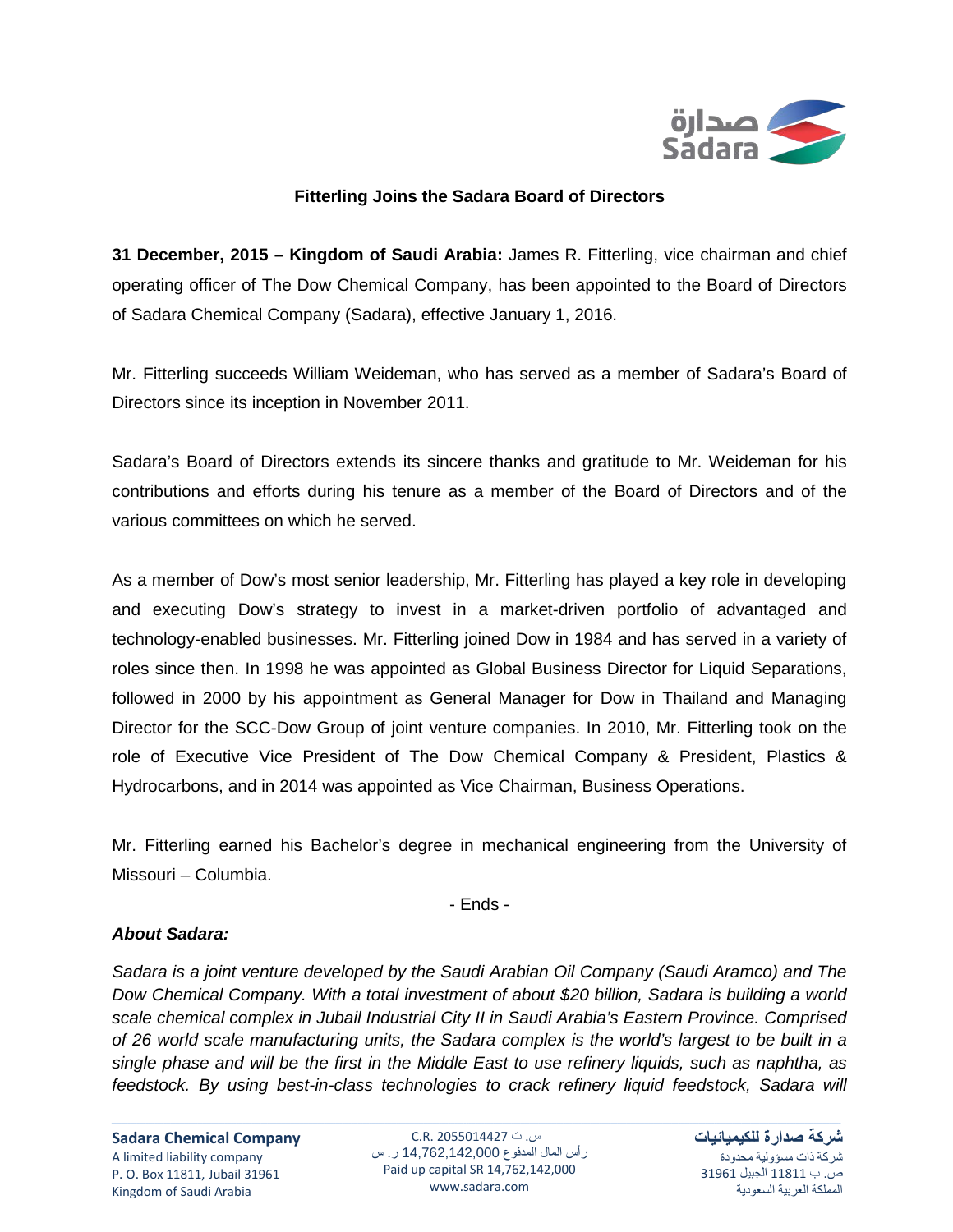# Fitterling Joins the Sadara Board of Directors

**31 December, 2015 – Kingdom of Saudi Arabia:** James R. Fitterling, vice chairman and chief operating officer of The Dow Chemical Company, has been appointed to the Board of Directors of Sadara Chemical Company (Sadara), effective January 1, 2016.

Mr. Fitterling succeeds William Weideman, who has served as a member of Sadara's Board of Directors since its inception in November 2011.

Sadara's Board of Directors extends its sincere thanks and gratitude to Mr. Weideman for his contributions and efforts during his tenure as a member of the Board of Directors and of the various committees on which he served.

As a member of Dow's most senior leadership, Mr. Fitterling has played a key role in developing and executing Dow's strategy to invest in a market-driven portfolio of advantaged and technology-enabled businesses. Mr. Fitterling joined Dow in 1984 and has served in a variety of roles since then. In 1998 he was appointed as Global Business Director for Liquid Separations, followed in 2000 by his appointment as General Manager for Dow in Thailand and Managing Director for the SCC-Dow Group of joint venture companies. In 2010, Mr. Fitterling took on the role of Executive Vice President of The Dow Chemical Company & President, Plastics & Hydrocarbons, and in 2014 was appointed as Vice Chairman, Business Operations.

Mr. Fitterling earned his Bachelor's degree in mechanical engineering from the University of Missouri – Columbia.

- Ends -

***About Sadara:***

*Sadara is a joint venture developed by the Saudi Arabian Oil Company (Saudi Aramco) and The Dow Chemical Company. With a total investment of about $20 billion, Sadara is building a world scale chemical complex in Jubail Industrial City II in Saudi Arabia's Eastern Province. Comprised of 26 world scale manufacturing units, the Sadara complex is the world's largest to be built in a single phase and will be the first in the Middle East to use refinery liquids, such as naphtha, as feedstock. By using best-in-class technologies to crack refinery liquid feedstock, Sadara will*

**Sadara Chemical Company**
A limited liability company
P. O. Box 11811, Jubail 31961
Kingdom of Saudi Arabia

C.R. 2055014427 س. ت
رأس المال المدفوع 14,762,142,000 ر. س
Paid up capital SR 14,762,142,000
www.sadara.com

**شركة صدارة للكيميائيات**
شركة ذات مسؤولية محدودة
ص. ب 11811 الجبيل 31961
المملكة العربية السعودية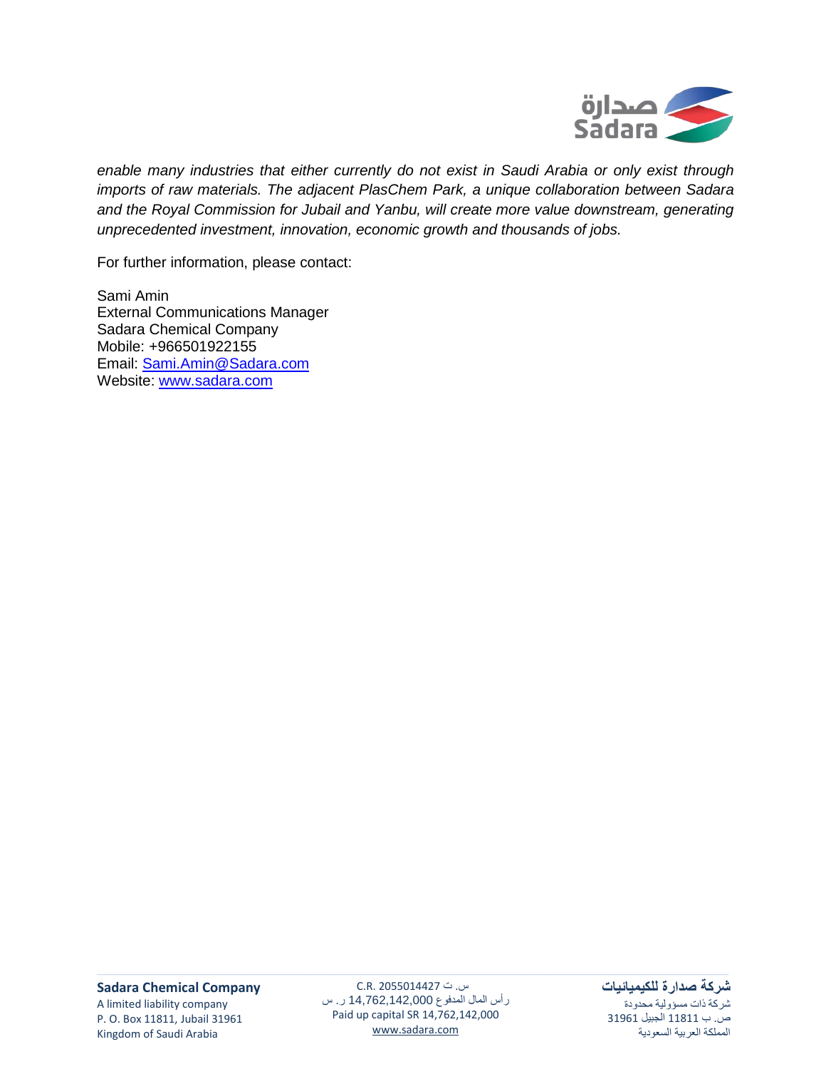*enable many industries that either currently do not exist in Saudi Arabia or only exist through imports of raw materials. The adjacent PlasChem Park, a unique collaboration between Sadara and the Royal Commission for Jubail and Yanbu, will create more value downstream, generating unprecedented investment, innovation, economic growth and thousands of jobs.*

For further information, please contact:

Sami Amin
External Communications Manager
Sadara Chemical Company
Mobile: +966501922155
Email: [Sami.Amin@Sadara.com](mailto:Sami.Amin@Sadara.com)
Website: [www.sadara.com](http://www.sadara.com)